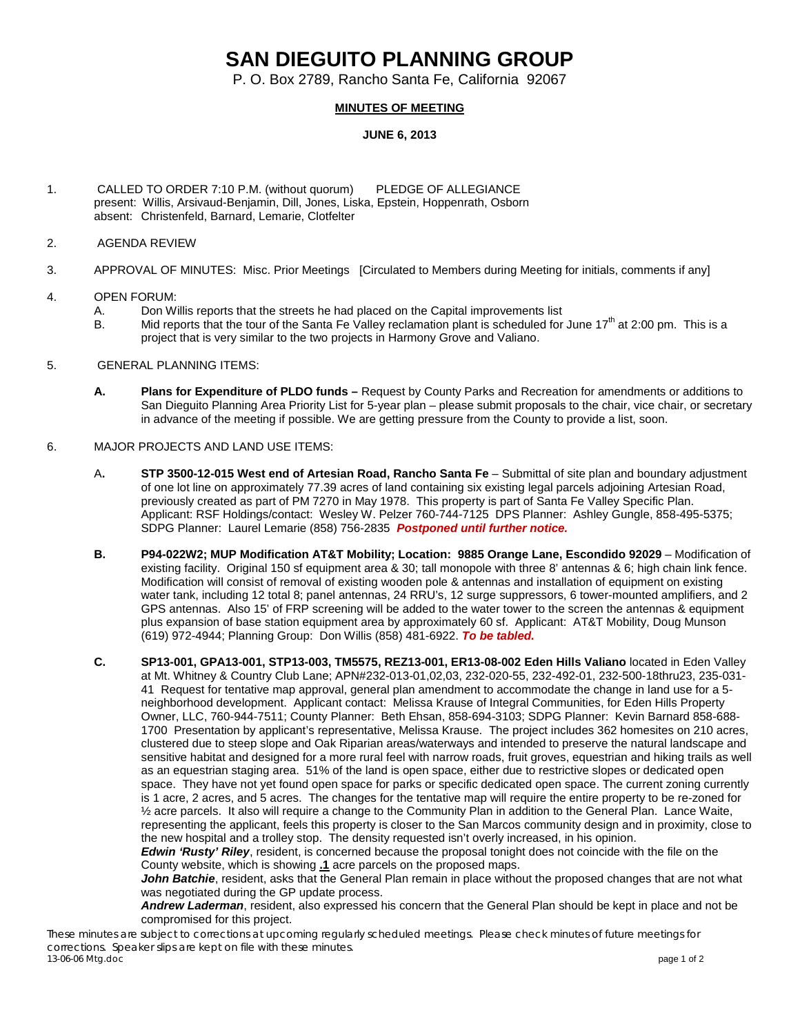# SAN DIEGUITO PLANNING GROUP

P. O. Box 2789, Rancho Santa Fe, California 92067

**MINUTES OF MEETING**

**JUNE 6, 2013**

1. CALLED TO ORDER 7:10 P.M. (without quorum) PLEDGE OF ALLEGIANCE
   present: Willis, Arsivaud-Benjamin, Dill, Jones, Liska, Epstein, Hoppenrath, Osborn
   absent: Christenfeld, Barnard, Lemarie, Clotfelter

2. AGENDA REVIEW

3. APPROVAL OF MINUTES: Misc. Prior Meetings [Circulated to Members during Meeting for initials, comments if any]

4. OPEN FORUM:
   A. Don Willis reports that the streets he had placed on the Capital improvements list
   B. Mid reports that the tour of the Santa Fe Valley reclamation plant is scheduled for June 17th at 2:00 pm. This is a project that is very similar to the two projects in Harmony Grove and Valiano.

5. GENERAL PLANNING ITEMS:

   **A. Plans for Expenditure of PLDO funds –** Request by County Parks and Recreation for amendments or additions to San Dieguito Planning Area Priority List for 5-year plan – please submit proposals to the chair, vice chair, or secretary in advance of the meeting if possible. We are getting pressure from the County to provide a list, soon.

6. MAJOR PROJECTS AND LAND USE ITEMS:

   A**. STP 3500-12-015 West end of Artesian Road, Rancho Santa Fe** – Submittal of site plan and boundary adjustment of one lot line on approximately 77.39 acres of land containing six existing legal parcels adjoining Artesian Road, previously created as part of PM 7270 in May 1978. This property is part of Santa Fe Valley Specific Plan. Applicant: RSF Holdings/contact: Wesley W. Pelzer 760-744-7125 DPS Planner: Ashley Gungle, 858-495-5375; SDPG Planner: Laurel Lemarie (858) 756-2835 ***Postponed until further notice.***

   **B. P94-022W2; MUP Modification AT&T Mobility; Location: 9885 Orange Lane, Escondido 92029** – Modification of existing facility. Original 150 sf equipment area & 30; tall monopole with three 8' antennas & 6; high chain link fence. Modification will consist of removal of existing wooden pole & antennas and installation of equipment on existing water tank, including 12 total 8; panel antennas, 24 RRU's, 12 surge suppressors, 6 tower-mounted amplifiers, and 2 GPS antennas. Also 15' of FRP screening will be added to the water tower to the screen the antennas & equipment plus expansion of base station equipment area by approximately 60 sf. Applicant: AT&T Mobility, Doug Munson (619) 972-4944; Planning Group: Don Willis (858) 481-6922. ***To be tabled.***

   **C. SP13-001, GPA13-001, STP13-003, TM5575, REZ13-001, ER13-08-002 Eden Hills Valiano** located in Eden Valley at Mt. Whitney & Country Club Lane; APN#232-013-01,02,03, 232-020-55, 232-492-01, 232-500-18thru23, 235-031-41 Request for tentative map approval, general plan amendment to accommodate the change in land use for a 5-neighborhood development. Applicant contact: Melissa Krause of Integral Communities, for Eden Hills Property Owner, LLC, 760-944-7511; County Planner: Beth Ehsan, 858-694-3103; SDPG Planner: Kevin Barnard 858-688-1700 Presentation by applicant's representative, Melissa Krause. The project includes 362 homesites on 210 acres, clustered due to steep slope and Oak Riparian areas/waterways and intended to preserve the natural landscape and sensitive habitat and designed for a more rural feel with narrow roads, fruit groves, equestrian and hiking trails as well as an equestrian staging area. 51% of the land is open space, either due to restrictive slopes or dedicated open space. They have not yet found open space for parks or specific dedicated open space. The current zoning currently is 1 acre, 2 acres, and 5 acres. The changes for the tentative map will require the entire property to be re-zoned for ½ acre parcels. It also will require a change to the Community Plan in addition to the General Plan. Lance Waite, representing the applicant, feels this property is closer to the San Marcos community design and in proximity, close to the new hospital and a trolley stop. The density requested isn't overly increased, in his opinion.

   ***Edwin 'Rusty' Riley***, resident, is concerned because the proposal tonight does not coincide with the file on the County website, which is showing **.1** acre parcels on the proposed maps.

   ***John Batchie***, resident, asks that the General Plan remain in place without the proposed changes that are not what was negotiated during the GP update process.

   ***Andrew Laderman***, resident, also expressed his concern that the General Plan should be kept in place and not be compromised for this project.

*These minutes are subject to corrections at upcoming regularly scheduled meetings. Please check minutes of future meetings for corrections. Speaker slips are kept on file with these minutes.*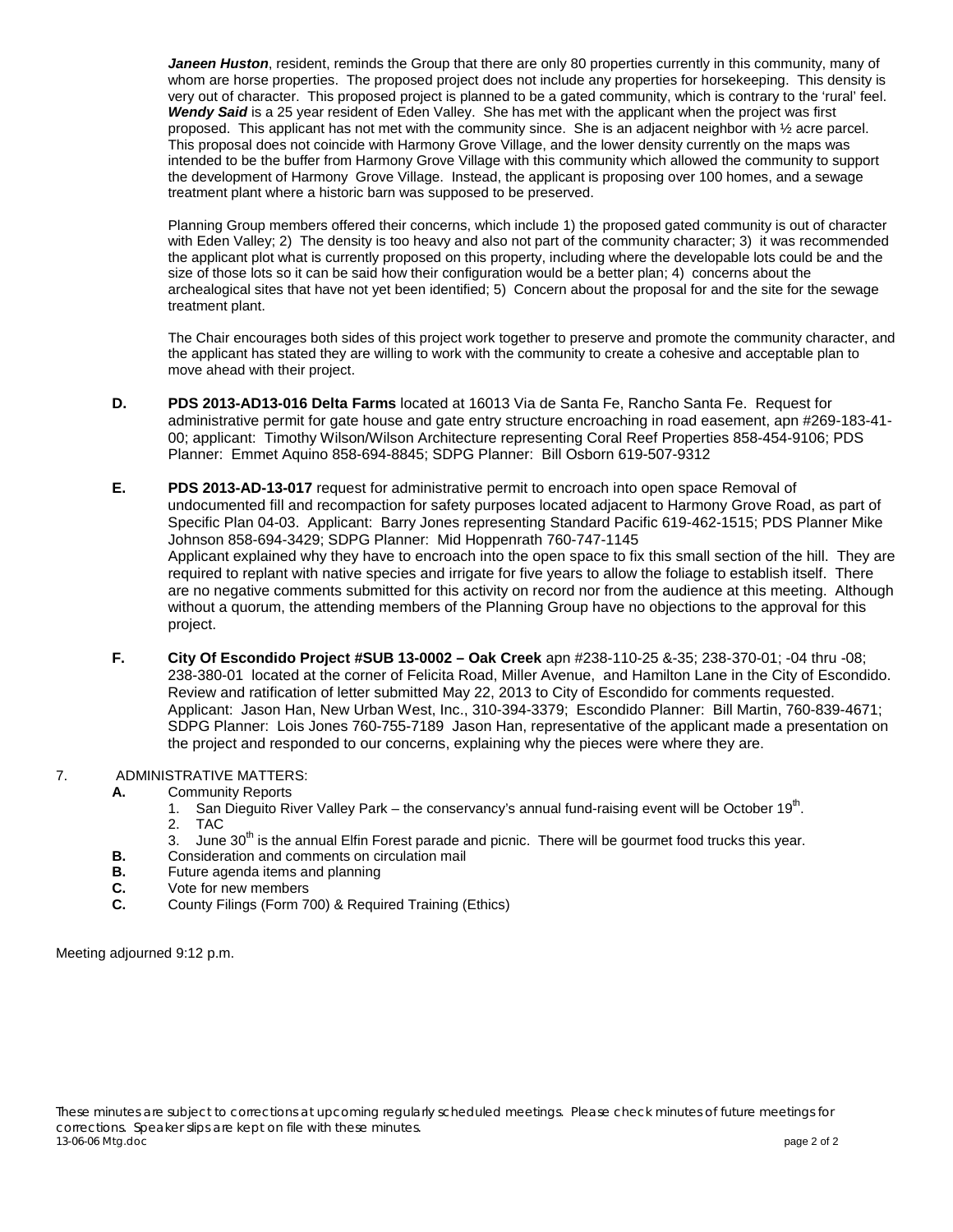***Janeen Huston***, resident, reminds the Group that there are only 80 properties currently in this community, many of whom are horse properties. The proposed project does not include any properties for horsekeeping. This density is very out of character. This proposed project is planned to be a gated community, which is contrary to the 'rural' feel. ***Wendy Said*** is a 25 year resident of Eden Valley. She has met with the applicant when the project was first proposed. This applicant has not met with the community since. She is an adjacent neighbor with ½ acre parcel. This proposal does not coincide with Harmony Grove Village, and the lower density currently on the maps was intended to be the buffer from Harmony Grove Village with this community which allowed the community to support the development of Harmony Grove Village. Instead, the applicant is proposing over 100 homes, and a sewage treatment plant where a historic barn was supposed to be preserved.

Planning Group members offered their concerns, which include 1) the proposed gated community is out of character with Eden Valley; 2) The density is too heavy and also not part of the community character; 3) it was recommended the applicant plot what is currently proposed on this property, including where the developable lots could be and the size of those lots so it can be said how their configuration would be a better plan; 4) concerns about the archealogical sites that have not yet been identified; 5) Concern about the proposal for and the site for the sewage treatment plant.

The Chair encourages both sides of this project work together to preserve and promote the community character, and the applicant has stated they are willing to work with the community to create a cohesive and acceptable plan to move ahead with their project.

**D.** **PDS 2013-AD13-016 Delta Farms** located at 16013 Via de Santa Fe, Rancho Santa Fe. Request for administrative permit for gate house and gate entry structure encroaching in road easement, apn #269-183-41-00; applicant: Timothy Wilson/Wilson Architecture representing Coral Reef Properties 858-454-9106; PDS Planner: Emmet Aquino 858-694-8845; SDPG Planner: Bill Osborn 619-507-9312

**E.** **PDS 2013-AD-13-017** request for administrative permit to encroach into open space Removal of undocumented fill and recompaction for safety purposes located adjacent to Harmony Grove Road, as part of Specific Plan 04-03. Applicant: Barry Jones representing Standard Pacific 619-462-1515; PDS Planner Mike Johnson 858-694-3429; SDPG Planner: Mid Hoppenrath 760-747-1145
Applicant explained why they have to encroach into the open space to fix this small section of the hill. They are required to replant with native species and irrigate for five years to allow the foliage to establish itself. There are no negative comments submitted for this activity on record nor from the audience at this meeting. Although without a quorum, the attending members of the Planning Group have no objections to the approval for this project.

**F.** **City Of Escondido Project #SUB 13-0002 – Oak Creek** apn #238-110-25 &-35; 238-370-01; -04 thru -08; 238-380-01 located at the corner of Felicita Road, Miller Avenue, and Hamilton Lane in the City of Escondido. Review and ratification of letter submitted May 22, 2013 to City of Escondido for comments requested. Applicant: Jason Han, New Urban West, Inc., 310-394-3379; Escondido Planner: Bill Martin, 760-839-4671; SDPG Planner: Lois Jones 760-755-7189 Jason Han, representative of the applicant made a presentation on the project and responded to our concerns, explaining why the pieces were where they are.

7. ADMINISTRATIVE MATTERS:
   - **A.** Community Reports
     1. San Dieguito River Valley Park – the conservancy's annual fund-raising event will be October 19th.
     2. TAC
     3. June 30th is the annual Elfin Forest parade and picnic. There will be gourmet food trucks this year.
   - **B.** Consideration and comments on circulation mail
   - **B.** Future agenda items and planning
   - **C.** Vote for new members
   - **C.** County Filings (Form 700) & Required Training (Ethics)

Meeting adjourned 9:12 p.m.

*These minutes are subject to corrections at upcoming regularly scheduled meetings. Please check minutes of future meetings for corrections. Speaker slips are kept on file with these minutes.*
13-06-06 Mtg.doc